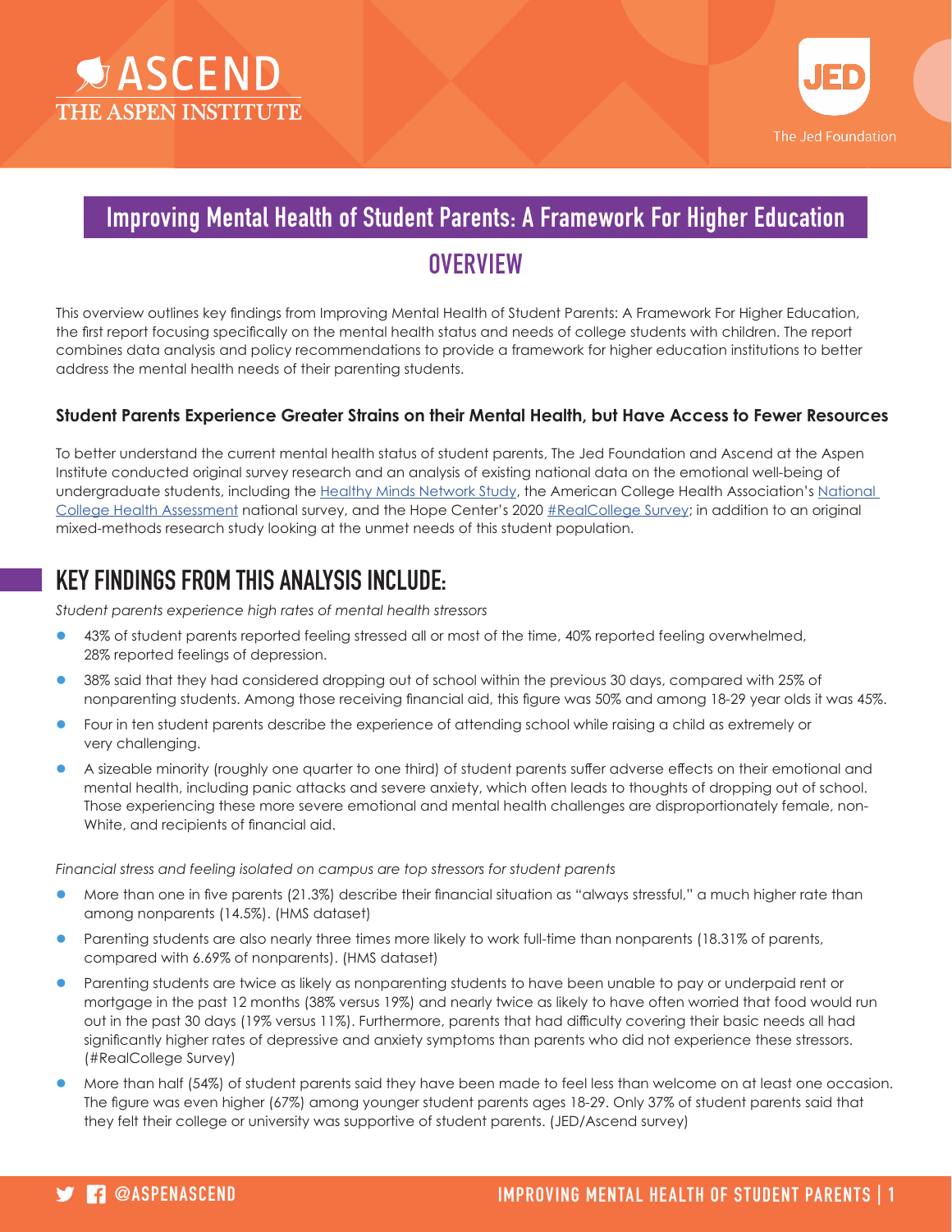ASCEND THE ASPEN INSTITUTE

JED The Jed Foundation

# Improving Mental Health of Student Parents: A Framework For Higher Education

## OVERVIEW

This overview outlines key findings from Improving Mental Health of Student Parents: A Framework For Higher Education, the first report focusing specifically on the mental health status and needs of college students with children. The report combines data analysis and policy recommendations to provide a framework for higher education institutions to better address the mental health needs of their parenting students.

### Student Parents Experience Greater Strains on their Mental Health, but Have Access to Fewer Resources

To better understand the current mental health status of student parents, The Jed Foundation and Ascend at the Aspen Institute conducted original survey research and an analysis of existing national data on the emotional well-being of undergraduate students, including the Healthy Minds Network Study, the American College Health Association's National College Health Assessment national survey, and the Hope Center's 2020 #RealCollege Survey; in addition to an original mixed-methods research study looking at the unmet needs of this student population.

## KEY FINDINGS FROM THIS ANALYSIS INCLUDE:

*Student parents experience high rates of mental health stressors*

- 43% of student parents reported feeling stressed all or most of the time, 40% reported feeling overwhelmed, 28% reported feelings of depression.
- 38% said that they had considered dropping out of school within the previous 30 days, compared with 25% of nonparenting students. Among those receiving financial aid, this figure was 50% and among 18-29 year olds it was 45%.
- Four in ten student parents describe the experience of attending school while raising a child as extremely or very challenging.
- A sizeable minority (roughly one quarter to one third) of student parents suffer adverse effects on their emotional and mental health, including panic attacks and severe anxiety, which often leads to thoughts of dropping out of school. Those experiencing these more severe emotional and mental health challenges are disproportionately female, non-White, and recipients of financial aid.

*Financial stress and feeling isolated on campus are top stressors for student parents*

- More than one in five parents (21.3%) describe their financial situation as "always stressful," a much higher rate than among nonparents (14.5%). (HMS dataset)
- Parenting students are also nearly three times more likely to work full-time than nonparents (18.31% of parents, compared with 6.69% of nonparents). (HMS dataset)
- Parenting students are twice as likely as nonparenting students to have been unable to pay or underpaid rent or mortgage in the past 12 months (38% versus 19%) and nearly twice as likely to have often worried that food would run out in the past 30 days (19% versus 11%). Furthermore, parents that had difficulty covering their basic needs all had significantly higher rates of depressive and anxiety symptoms than parents who did not experience these stressors. (#RealCollege Survey)
- More than half (54%) of student parents said they have been made to feel less than welcome on at least one occasion. The figure was even higher (67%) among younger student parents ages 18-29. Only 37% of student parents said that they felt their college or university was supportive of student parents. (JED/Ascend survey)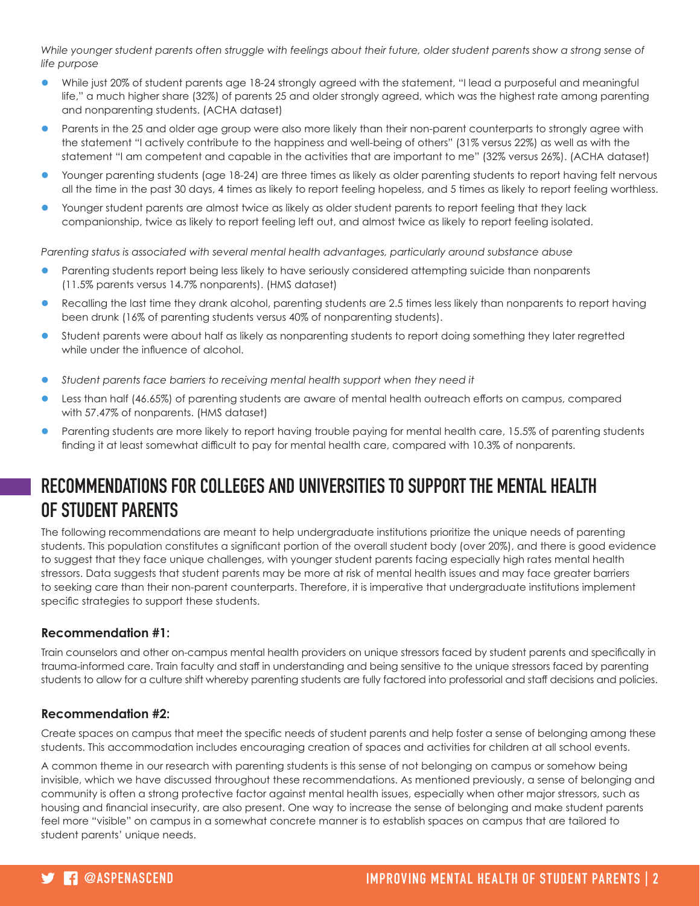*While younger student parents often struggle with feelings about their future, older student parents show a strong sense of life purpose*

- While just 20% of student parents age 18-24 strongly agreed with the statement, "I lead a purposeful and meaningful life," a much higher share (32%) of parents 25 and older strongly agreed, which was the highest rate among parenting and nonparenting students. (ACHA dataset)
- Parents in the 25 and older age group were also more likely than their non-parent counterparts to strongly agree with the statement "I actively contribute to the happiness and well-being of others" (31% versus 22%) as well as with the statement "I am competent and capable in the activities that are important to me" (32% versus 26%). (ACHA dataset)
- Younger parenting students (age 18-24) are three times as likely as older parenting students to report having felt nervous all the time in the past 30 days, 4 times as likely to report feeling hopeless, and 5 times as likely to report feeling worthless.
- Younger student parents are almost twice as likely as older student parents to report feeling that they lack companionship, twice as likely to report feeling left out, and almost twice as likely to report feeling isolated.

*Parenting status is associated with several mental health advantages, particularly around substance abuse*

- Parenting students report being less likely to have seriously considered attempting suicide than nonparents (11.5% parents versus 14.7% nonparents). (HMS dataset)
- Recalling the last time they drank alcohol, parenting students are 2.5 times less likely than nonparents to report having been drunk (16% of parenting students versus 40% of nonparenting students).
- Student parents were about half as likely as nonparenting students to report doing something they later regretted while under the influence of alcohol.

- *Student parents face barriers to receiving mental health support when they need it*
- Less than half (46.65%) of parenting students are aware of mental health outreach efforts on campus, compared with 57.47% of nonparents. (HMS dataset)
- Parenting students are more likely to report having trouble paying for mental health care, 15.5% of parenting students finding it at least somewhat difficult to pay for mental health care, compared with 10.3% of nonparents.

## RECOMMENDATIONS FOR COLLEGES AND UNIVERSITIES TO SUPPORT THE MENTAL HEALTH OF STUDENT PARENTS

The following recommendations are meant to help undergraduate institutions prioritize the unique needs of parenting students. This population constitutes a significant portion of the overall student body (over 20%), and there is good evidence to suggest that they face unique challenges, with younger student parents facing especially high rates mental health stressors. Data suggests that student parents may be more at risk of mental health issues and may face greater barriers to seeking care than their non-parent counterparts. Therefore, it is imperative that undergraduate institutions implement specific strategies to support these students.

### Recommendation #1:

Train counselors and other on-campus mental health providers on unique stressors faced by student parents and specifically in trauma-informed care. Train faculty and staff in understanding and being sensitive to the unique stressors faced by parenting students to allow for a culture shift whereby parenting students are fully factored into professorial and staff decisions and policies.

### Recommendation #2:

Create spaces on campus that meet the specific needs of student parents and help foster a sense of belonging among these students. This accommodation includes encouraging creation of spaces and activities for children at all school events.

A common theme in our research with parenting students is this sense of not belonging on campus or somehow being invisible, which we have discussed throughout these recommendations. As mentioned previously, a sense of belonging and community is often a strong protective factor against mental health issues, especially when other major stressors, such as housing and financial insecurity, are also present. One way to increase the sense of belonging and make student parents feel more "visible" on campus in a somewhat concrete manner is to establish spaces on campus that are tailored to student parents' unique needs.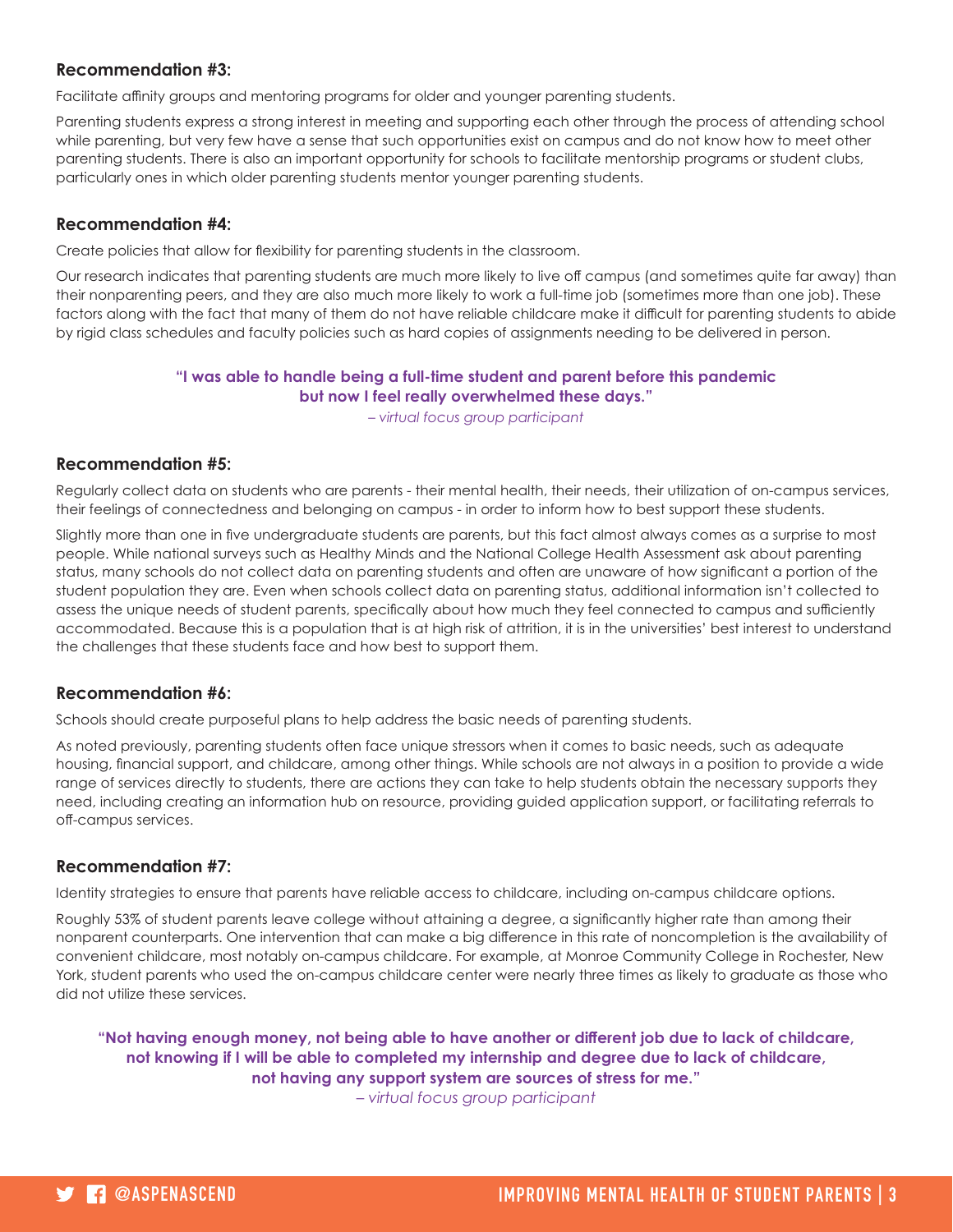### Recommendation #3:

Facilitate affinity groups and mentoring programs for older and younger parenting students.

Parenting students express a strong interest in meeting and supporting each other through the process of attending school while parenting, but very few have a sense that such opportunities exist on campus and do not know how to meet other parenting students. There is also an important opportunity for schools to facilitate mentorship programs or student clubs, particularly ones in which older parenting students mentor younger parenting students.

### Recommendation #4:

Create policies that allow for flexibility for parenting students in the classroom.

Our research indicates that parenting students are much more likely to live off campus (and sometimes quite far away) than their nonparenting peers, and they are also much more likely to work a full-time job (sometimes more than one job). These factors along with the fact that many of them do not have reliable childcare make it difficult for parenting students to abide by rigid class schedules and faculty policies such as hard copies of assignments needing to be delivered in person.

> **"I was able to handle being a full-time student and parent before this pandemic but now I feel really overwhelmed these days."**
> *– virtual focus group participant*

### Recommendation #5:

Regularly collect data on students who are parents - their mental health, their needs, their utilization of on-campus services, their feelings of connectedness and belonging on campus - in order to inform how to best support these students.

Slightly more than one in five undergraduate students are parents, but this fact almost always comes as a surprise to most people. While national surveys such as Healthy Minds and the National College Health Assessment ask about parenting status, many schools do not collect data on parenting students and often are unaware of how significant a portion of the student population they are. Even when schools collect data on parenting status, additional information isn't collected to assess the unique needs of student parents, specifically about how much they feel connected to campus and sufficiently accommodated. Because this is a population that is at high risk of attrition, it is in the universities' best interest to understand the challenges that these students face and how best to support them.

### Recommendation #6:

Schools should create purposeful plans to help address the basic needs of parenting students.

As noted previously, parenting students often face unique stressors when it comes to basic needs, such as adequate housing, financial support, and childcare, among other things. While schools are not always in a position to provide a wide range of services directly to students, there are actions they can take to help students obtain the necessary supports they need, including creating an information hub on resource, providing guided application support, or facilitating referrals to off-campus services.

### Recommendation #7:

Identity strategies to ensure that parents have reliable access to childcare, including on-campus childcare options.

Roughly 53% of student parents leave college without attaining a degree, a significantly higher rate than among their nonparent counterparts. One intervention that can make a big difference in this rate of noncompletion is the availability of convenient childcare, most notably on-campus childcare. For example, at Monroe Community College in Rochester, New York, student parents who used the on-campus childcare center were nearly three times as likely to graduate as those who did not utilize these services.

> **"Not having enough money, not being able to have another or different job due to lack of childcare, not knowing if I will be able to completed my internship and degree due to lack of childcare, not having any support system are sources of stress for me."**
> *– virtual focus group participant*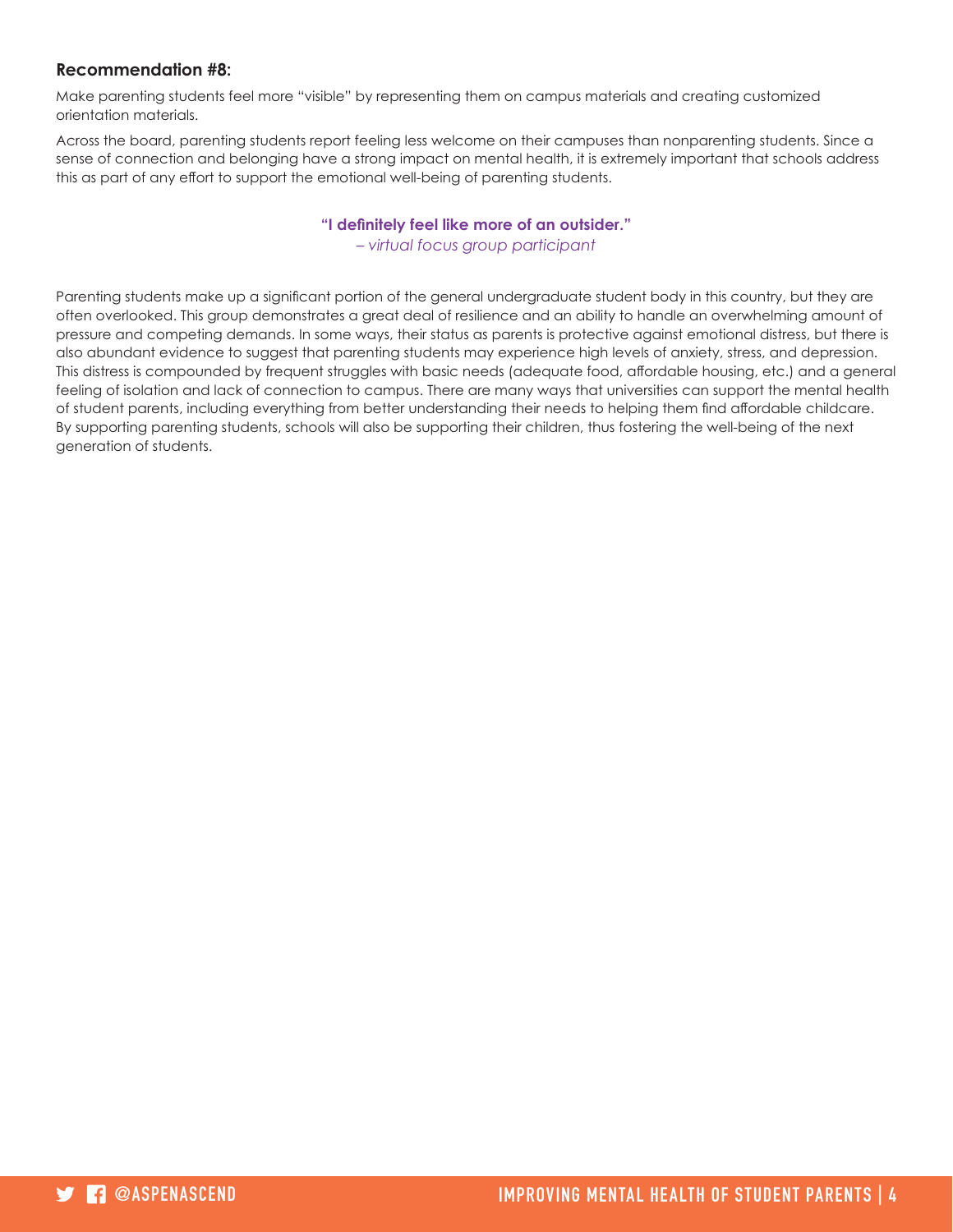**Recommendation #8:**

Make parenting students feel more "visible" by representing them on campus materials and creating customized orientation materials.

Across the board, parenting students report feeling less welcome on their campuses than nonparenting students. Since a sense of connection and belonging have a strong impact on mental health, it is extremely important that schools address this as part of any effort to support the emotional well-being of parenting students.

> **"I definitely feel like more of an outsider."**
> *– virtual focus group participant*

Parenting students make up a significant portion of the general undergraduate student body in this country, but they are often overlooked. This group demonstrates a great deal of resilience and an ability to handle an overwhelming amount of pressure and competing demands. In some ways, their status as parents is protective against emotional distress, but there is also abundant evidence to suggest that parenting students may experience high levels of anxiety, stress, and depression. This distress is compounded by frequent struggles with basic needs (adequate food, affordable housing, etc.) and a general feeling of isolation and lack of connection to campus. There are many ways that universities can support the mental health of student parents, including everything from better understanding their needs to helping them find affordable childcare. By supporting parenting students, schools will also be supporting their children, thus fostering the well-being of the next generation of students.